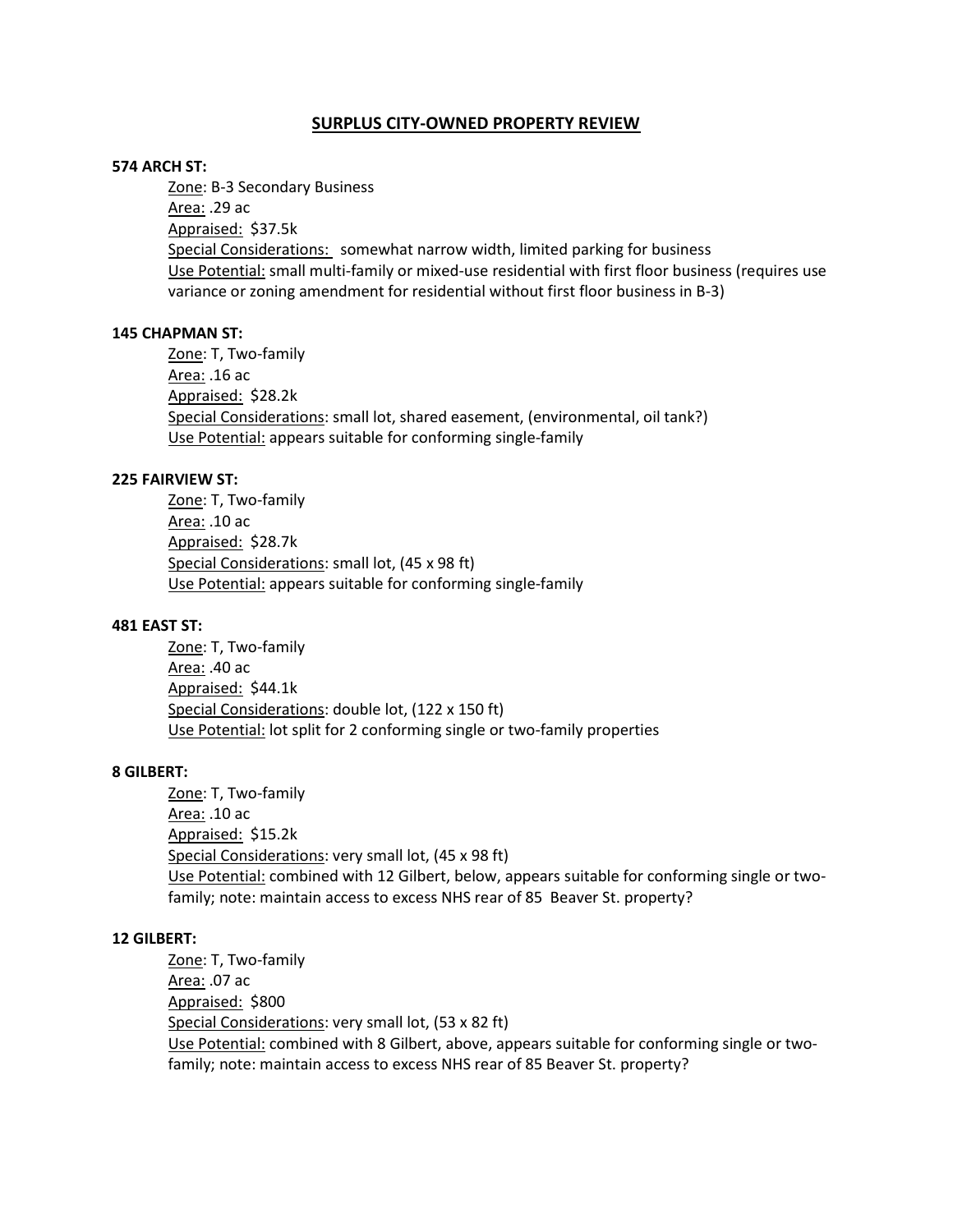# SURPLUS CITY-OWNED PROPERTY REVIEW

**574 ARCH ST:**

Zone: B-3 Secondary Business
Area: .29 ac
Appraised: $37.5k
Special Considerations: somewhat narrow width, limited parking for business
Use Potential: small multi-family or mixed-use residential with first floor business (requires use variance or zoning amendment for residential without first floor business in B-3)

**145 CHAPMAN ST:**

Zone: T, Two-family
Area: .16 ac
Appraised: $28.2k
Special Considerations: small lot, shared easement, (environmental, oil tank?)
Use Potential: appears suitable for conforming single-family

**225 FAIRVIEW ST:**

Zone: T, Two-family
Area: .10 ac
Appraised: $28.7k
Special Considerations: small lot, (45 x 98 ft)
Use Potential: appears suitable for conforming single-family

**481 EAST ST:**

Zone: T, Two-family
Area: .40 ac
Appraised: $44.1k
Special Considerations: double lot, (122 x 150 ft)
Use Potential: lot split for 2 conforming single or two-family properties

**8 GILBERT:**

Zone: T, Two-family
Area: .10 ac
Appraised: $15.2k
Special Considerations: very small lot, (45 x 98 ft)
Use Potential: combined with 12 Gilbert, below, appears suitable for conforming single or two-family; note: maintain access to excess NHS rear of 85 Beaver St. property?

**12 GILBERT:**

Zone: T, Two-family
Area: .07 ac
Appraised: $800
Special Considerations: very small lot, (53 x 82 ft)
Use Potential: combined with 8 Gilbert, above, appears suitable for conforming single or two-family; note: maintain access to excess NHS rear of 85 Beaver St. property?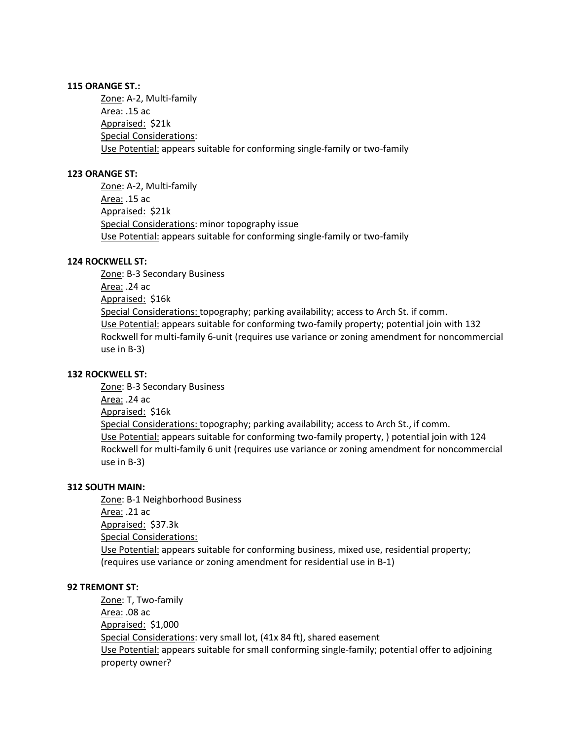**115 ORANGE ST.:**

Zone: A-2, Multi-family
Area: .15 ac
Appraised: $21k
Special Considerations:
Use Potential: appears suitable for conforming single-family or two-family

**123 ORANGE ST:**

Zone: A-2, Multi-family
Area: .15 ac
Appraised: $21k
Special Considerations: minor topography issue
Use Potential: appears suitable for conforming single-family or two-family

**124 ROCKWELL ST:**

Zone: B-3 Secondary Business
Area: .24 ac
Appraised: $16k
Special Considerations: topography; parking availability; access to Arch St. if comm.
Use Potential: appears suitable for conforming two-family property; potential join with 132 Rockwell for multi-family 6-unit (requires use variance or zoning amendment for noncommercial use in B-3)

**132 ROCKWELL ST:**

Zone: B-3 Secondary Business
Area: .24 ac
Appraised: $16k
Special Considerations: topography; parking availability; access to Arch St., if comm.
Use Potential: appears suitable for conforming two-family property, ) potential join with 124 Rockwell for multi-family 6 unit (requires use variance or zoning amendment for noncommercial use in B-3)

**312 SOUTH MAIN:**

Zone: B-1 Neighborhood Business
Area: .21 ac
Appraised: $37.3k
Special Considerations:
Use Potential: appears suitable for conforming business, mixed use, residential property; (requires use variance or zoning amendment for residential use in B-1)

**92 TREMONT ST:**

Zone: T, Two-family
Area: .08 ac
Appraised: $1,000
Special Considerations: very small lot, (41x 84 ft), shared easement
Use Potential: appears suitable for small conforming single-family; potential offer to adjoining property owner?